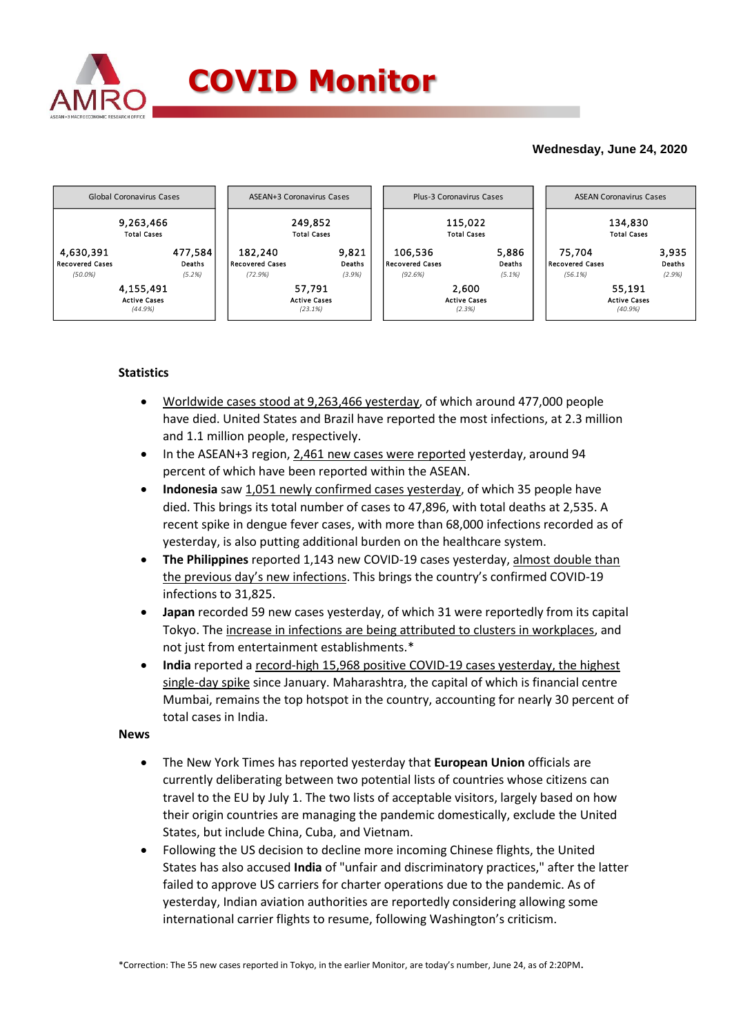# COVID Monitor

**Wednesday, June 24, 2020**

| Global Coronavirus Cases | | ASEAN+3 Coronavirus Cases | | Plus-3 Coronavirus Cases | | ASEAN Coronavirus Cases | |
|---|---|---|---|---|---|---|---|
| 9,263,466 Total Cases | | 249,852 Total Cases | | 115,022 Total Cases | | 134,830 Total Cases | |
| 4,630,391 Recovered Cases (50.0%) | 477,584 Deaths (5.2%) | 182,240 Recovered Cases (72.9%) | 9,821 Deaths (3.9%) | 106,536 Recovered Cases (92.6%) | 5,886 Deaths (5.1%) | 75,704 Recovered Cases (56.1%) | 3,935 Deaths (2.9%) |
| 4,155,491 Active Cases (44.9%) | | 57,791 Active Cases (23.1%) | | 2,600 Active Cases (2.3%) | | 55,191 Active Cases (40.9%) | |

## Statistics

- Worldwide cases stood at 9,263,466 yesterday, of which around 477,000 people have died. United States and Brazil have reported the most infections, at 2.3 million and 1.1 million people, respectively.
- In the ASEAN+3 region, 2,461 new cases were reported yesterday, around 94 percent of which have been reported within the ASEAN.
- **Indonesia** saw 1,051 newly confirmed cases yesterday, of which 35 people have died. This brings its total number of cases to 47,896, with total deaths at 2,535. A recent spike in dengue fever cases, with more than 68,000 infections recorded as of yesterday, is also putting additional burden on the healthcare system.
- **The Philippines** reported 1,143 new COVID-19 cases yesterday, almost double than the previous day's new infections. This brings the country's confirmed COVID-19 infections to 31,825.
- **Japan** recorded 59 new cases yesterday, of which 31 were reportedly from its capital Tokyo. The increase in infections are being attributed to clusters in workplaces, and not just from entertainment establishments.*
- **India** reported a record-high 15,968 positive COVID-19 cases yesterday, the highest single-day spike since January. Maharashtra, the capital of which is financial centre Mumbai, remains the top hotspot in the country, accounting for nearly 30 percent of total cases in India.

## News

- The New York Times has reported yesterday that **European Union** officials are currently deliberating between two potential lists of countries whose citizens can travel to the EU by July 1. The two lists of acceptable visitors, largely based on how their origin countries are managing the pandemic domestically, exclude the United States, but include China, Cuba, and Vietnam.
- Following the US decision to decline more incoming Chinese flights, the United States has also accused **India** of "unfair and discriminatory practices," after the latter failed to approve US carriers for charter operations due to the pandemic. As of yesterday, Indian aviation authorities are reportedly considering allowing some international carrier flights to resume, following Washington's criticism.

*Correction: The 55 new cases reported in Tokyo, in the earlier Monitor, are today's number, June 24, as of 2:20PM.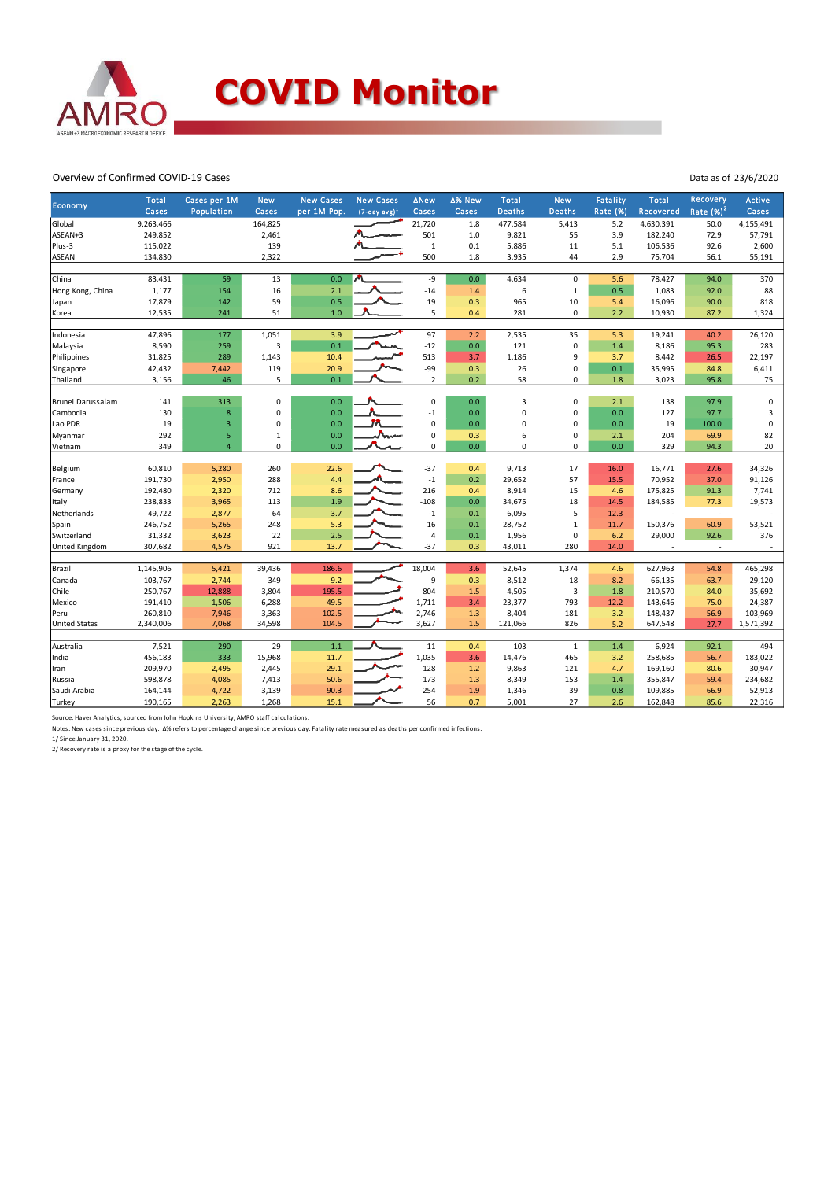# COVID Monitor

Overview of Confirmed COVID-19 Cases

Data as of 23/6/2020

| Economy | Total Cases | Cases per 1M Population | New Cases | New Cases per 1M Pop. | New Cases (7-day avg)[1] | ΔNew Cases | Δ% New Cases | Total Deaths | New Deaths | Fatality Rate (%) | Total Recovered | Recovery Rate (%)[2] | Active Cases |
|---|---|---|---|---|---|---|---|---|---|---|---|---|---|
| Global | 9,263,466 | | 164,825 | | | 21,720 | 1.8 | 477,584 | 5,413 | 5.2 | 4,630,391 | 50.0 | 4,155,491 |
| ASEAN+3 | 249,852 | | 2,461 | | | 501 | 1.0 | 9,821 | 55 | 3.9 | 182,240 | 72.9 | 57,791 |
| Plus-3 | 115,022 | | 139 | | | 1 | 0.1 | 5,886 | 11 | 5.1 | 106,536 | 92.6 | 2,600 |
| ASEAN | 134,830 | | 2,322 | | | 500 | 1.8 | 3,935 | 44 | 2.9 | 75,704 | 56.1 | 55,191 |
| | | | | | | | | | | | | | |
| China | 83,431 | 59 | 13 | 0.0 | | -9 | 0.0 | 4,634 | 0 | 5.6 | 78,427 | 94.0 | 370 |
| Hong Kong, China | 1,177 | 154 | 16 | 2.1 | | -14 | 1.4 | 6 | 1 | 0.5 | 1,083 | 92.0 | 88 |
| Japan | 17,879 | 142 | 59 | 0.5 | | 19 | 0.3 | 965 | 10 | 5.4 | 16,096 | 90.0 | 818 |
| Korea | 12,535 | 241 | 51 | 1.0 | | 5 | 0.4 | 281 | 0 | 2.2 | 10,930 | 87.2 | 1,324 |
| | | | | | | | | | | | | | |
| Indonesia | 47,896 | 177 | 1,051 | 3.9 | | 97 | 2.2 | 2,535 | 35 | 5.3 | 19,241 | 40.2 | 26,120 |
| Malaysia | 8,590 | 259 | 3 | 0.1 | | -12 | 0.0 | 121 | 0 | 1.4 | 8,186 | 95.3 | 283 |
| Philippines | 31,825 | 289 | 1,143 | 10.4 | | 513 | 3.7 | 1,186 | 9 | 3.7 | 8,442 | 26.5 | 22,197 |
| Singapore | 42,432 | 7,442 | 119 | 20.9 | | -99 | 0.3 | 26 | 0 | 0.1 | 35,995 | 84.8 | 6,411 |
| Thailand | 3,156 | 46 | 5 | 0.1 | | 2 | 0.2 | 58 | 0 | 1.8 | 3,023 | 95.8 | 75 |
| | | | | | | | | | | | | | |
| Brunei Darussalam | 141 | 313 | 0 | 0.0 | | 0 | 0.0 | 3 | 0 | 2.1 | 138 | 97.9 | 0 |
| Cambodia | 130 | 8 | 0 | 0.0 | | -1 | 0.0 | 0 | 0 | 0.0 | 127 | 97.7 | 3 |
| Lao PDR | 19 | 3 | 0 | 0.0 | | 0 | 0.0 | 0 | 0 | 0.0 | 19 | 100.0 | 0 |
| Myanmar | 292 | 5 | 1 | 0.0 | | 0 | 0.3 | 6 | 0 | 2.1 | 204 | 69.9 | 82 |
| Vietnam | 349 | 4 | 0 | 0.0 | | 0 | 0.0 | 0 | 0 | 0.0 | 329 | 94.3 | 20 |
| | | | | | | | | | | | | | |
| Belgium | 60,810 | 5,280 | 260 | 22.6 | | -37 | 0.4 | 9,713 | 17 | 16.0 | 16,771 | 27.6 | 34,326 |
| France | 191,730 | 2,950 | 288 | 4.4 | | -1 | 0.2 | 29,652 | 57 | 15.5 | 70,952 | 37.0 | 91,126 |
| Germany | 192,480 | 2,320 | 712 | 8.6 | | 216 | 0.4 | 8,914 | 15 | 4.6 | 175,825 | 91.3 | 7,741 |
| Italy | 238,833 | 3,965 | 113 | 1.9 | | -108 | 0.0 | 34,675 | 18 | 14.5 | 184,585 | 77.3 | 19,573 |
| Netherlands | 49,722 | 2,877 | 64 | 3.7 | | -1 | 0.1 | 6,095 | 5 | 12.3 | - | - | - |
| Spain | 246,752 | 5,265 | 248 | 5.3 | | 16 | 0.1 | 28,752 | 1 | 11.7 | 150,376 | 60.9 | 53,521 |
| Switzerland | 31,332 | 3,623 | 22 | 2.5 | | 4 | 0.1 | 1,956 | 0 | 6.2 | 29,000 | 92.6 | 376 |
| United Kingdom | 307,682 | 4,575 | 921 | 13.7 | | -37 | 0.3 | 43,011 | 280 | 14.0 | - | - | - |
| | | | | | | | | | | | | | |
| Brazil | 1,145,906 | 5,421 | 39,436 | 186.6 | | 18,004 | 3.6 | 52,645 | 1,374 | 4.6 | 627,963 | 54.8 | 465,298 |
| Canada | 103,767 | 2,744 | 349 | 9.2 | | 9 | 0.3 | 8,512 | 18 | 8.2 | 66,135 | 63.7 | 29,120 |
| Chile | 250,767 | 12,888 | 3,804 | 195.5 | | -804 | 1.5 | 4,505 | 3 | 1.8 | 210,570 | 84.0 | 35,692 |
| Mexico | 191,410 | 1,506 | 6,288 | 49.5 | | 1,711 | 3.4 | 23,377 | 793 | 12.2 | 143,646 | 75.0 | 24,387 |
| Peru | 260,810 | 7,946 | 3,363 | 102.5 | | -2,746 | 1.3 | 8,404 | 181 | 3.2 | 148,437 | 56.9 | 103,969 |
| United States | 2,340,006 | 7,068 | 34,598 | 104.5 | | 3,627 | 1.5 | 121,066 | 826 | 5.2 | 647,548 | 27.7 | 1,571,392 |
| | | | | | | | | | | | | | |
| Australia | 7,521 | 290 | 29 | 1.1 | | 11 | 0.4 | 103 | 1 | 1.4 | 6,924 | 92.1 | 494 |
| India | 456,183 | 333 | 15,968 | 11.7 | | 1,035 | 3.6 | 14,476 | 465 | 3.2 | 258,685 | 56.7 | 183,022 |
| Iran | 209,970 | 2,495 | 2,445 | 29.1 | | -128 | 1.2 | 9,863 | 121 | 4.7 | 169,160 | 80.6 | 30,947 |
| Russia | 598,878 | 4,085 | 7,413 | 50.6 | | -173 | 1.3 | 8,349 | 153 | 1.4 | 355,847 | 59.4 | 234,682 |
| Saudi Arabia | 164,144 | 4,722 | 3,139 | 90.3 | | -254 | 1.9 | 1,346 | 39 | 0.8 | 109,885 | 66.9 | 52,913 |
| Turkey | 190,165 | 2,263 | 1,268 | 15.1 | | 56 | 0.7 | 5,001 | 27 | 2.6 | 162,848 | 85.6 | 22,316 |

Source: Haver Analytics, sourced from John Hopkins University; AMRO staff calculations.

Notes: New cases since previous day. Δ% refers to percentage change since previous day. Fatality rate measured as deaths per confirmed infections.

1/ Since January 31, 2020.

2/ Recovery rate is a proxy for the stage of the cycle.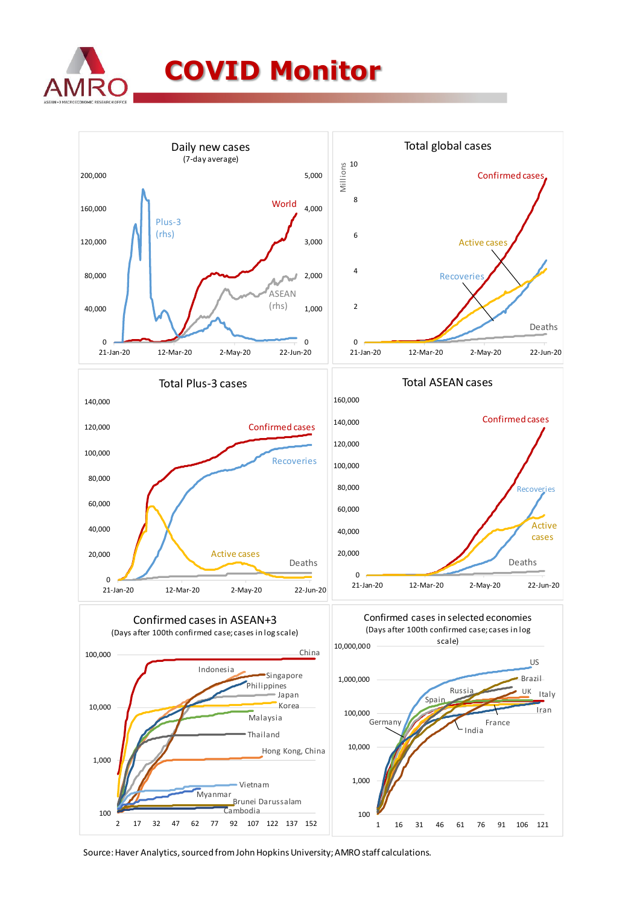# COVID Monitor

AMRO
ASEAN+3 MACROECONOMIC RESEARCH OFFICE

## Daily new cases

(7-day average)

200,000
160,000
120,000
80,000
40,000
0

5,000
4,000
3,000
2,000
1,000
0

Plus-3 (rhs)
World
ASEAN (rhs)

21-Jan-20
12-Mar-20
2-May-20
22-Jun-20

## Total global cases

Millions

10
8
6
4
2
0

Confirmed cases
Active cases
Recoveries
Deaths

21-Jan-20
12-Mar-20
2-May-20
22-Jun-20

## Total Plus-3 cases

140,000
120,000
100,000
80,000
60,000
40,000
20,000
0

Confirmed cases
Recoveries
Active cases
Deaths

21-Jan-20
12-Mar-20
2-May-20
22-Jun-20

## Total ASEAN cases

160,000
140,000
120,000
100,000
80,000
60,000
40,000
20,000
0

Confirmed cases
Recoveries
Active cases
Deaths

21-Jan-20
12-Mar-20
2-May-20
22-Jun-20

## Confirmed cases in ASEAN+3

(Days after 100th confirmed case; cases in log scale)

100,000
10,000
1,000
100

China
Indonesia
Singapore
Philippines
Japan
Korea
Malaysia
Thailand
Hong Kong, China
Vietnam
Myanmar
Brunei Darussalam
Cambodia

2
17
32
47
62
77
92
107
122
137
152

## Confirmed cases in selected economies

(Days after 100th confirmed case; cases in log scale)

10,000,000
1,000,000
100,000
10,000
1,000
100

US
Brazil
Russia
UK
Italy
Spain
Iran
Germany
France
India

1
16
31
46
61
76
91
106
121

Source: Haver Analytics, sourced from John Hopkins University; AMRO staff calculations.